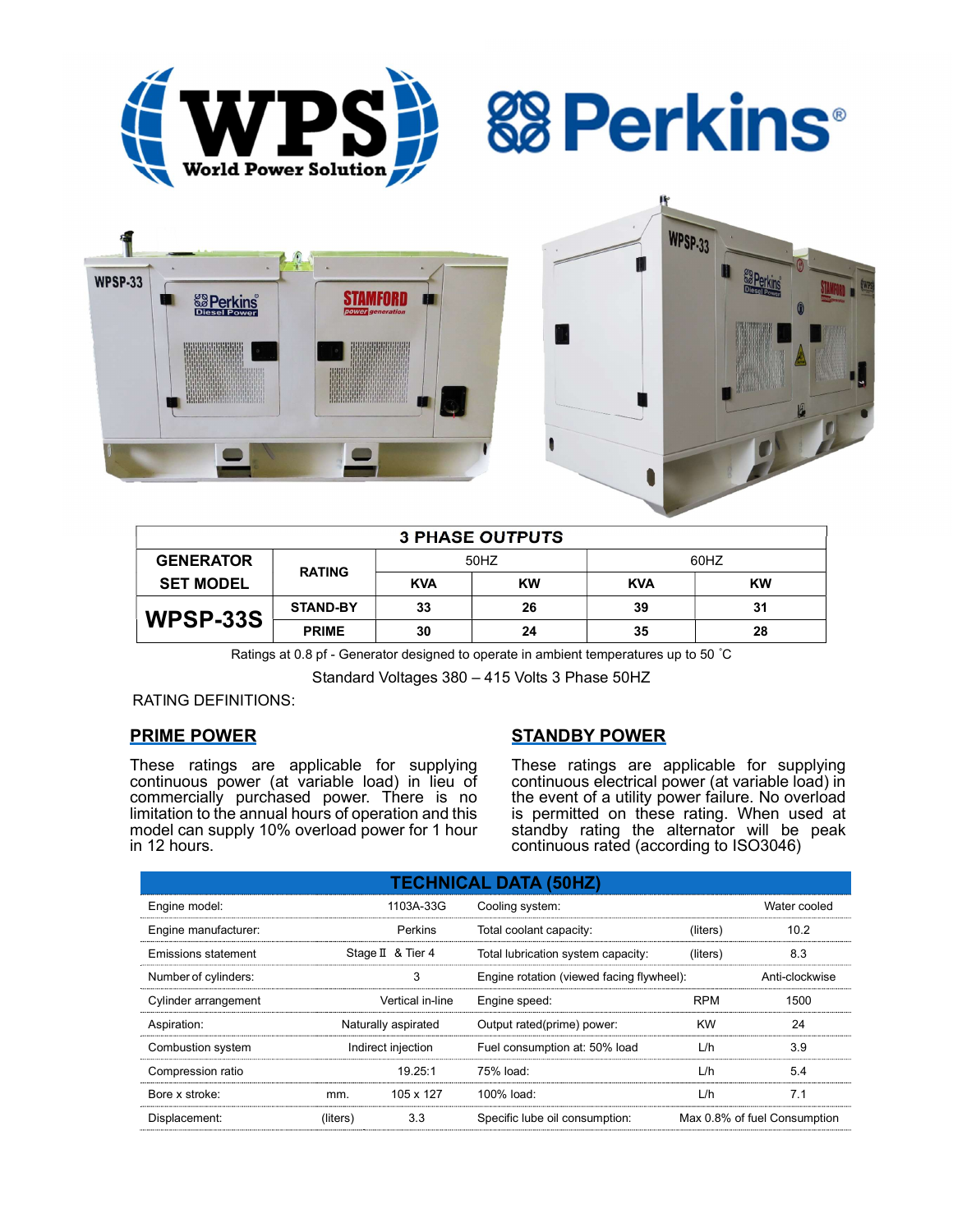| 3 PHASE OUTPUTS | | | | | |
|---|---|---|---|---|---|
| GENERATOR SET MODEL | RATING | 50HZ | | 60HZ | |
| | | KVA | KW | KVA | KW |
| WPSP-33S | STAND-BY | 33 | 26 | 39 | 31 |
| | PRIME | 30 | 24 | 35 | 28 |

Ratings at 0.8 pf - Generator designed to operate in ambient temperatures up to 50 ˚C

Standard Voltages 380 – 415 Volts 3 Phase 50HZ

RATING DEFINITIONS:

## PRIME POWER

These ratings are applicable for supplying continuous power (at variable load) in lieu of commercially purchased power. There is no limitation to the annual hours of operation and this model can supply 10% overload power for 1 hour in 12 hours.

## STANDBY POWER

These ratings are applicable for supplying continuous electrical power (at variable load) in the event of a utility power failure. No overload is permitted on these rating. When used at standby rating the alternator will be peak continuous rated (according to ISO3046)

## TECHNICAL DATA (50HZ)

| | | | | | |
|---|---|---|---|---|---|
| Engine model: | | 1103A-33G | Cooling system: | | Water cooled |
| Engine manufacturer: | | Perkins | Total coolant capacity: | (liters) | 10.2 |
| Emissions statement | | Stage Ⅱ & Tier 4 | Total lubrication system capacity: | (liters) | 8.3 |
| Number of cylinders: | | 3 | Engine rotation (viewed facing flywheel): | | Anti-clockwise |
| Cylinder arrangement | | Vertical in-line | Engine speed: | RPM | 1500 |
| Aspiration: | | Naturally aspirated | Output rated(prime) power: | KW | 24 |
| Combustion system | | Indirect injection | Fuel consumption at: 50% load | L/h | 3.9 |
| Compression ratio | | 19.25:1 | 75% load: | L/h | 5.4 |
| Bore x stroke: | mm. | 105 x 127 | 100% load: | L/h | 7.1 |
| Displacement: | (liters) | 3.3 | Specific lube oil consumption: | | Max 0.8% of fuel Consumption |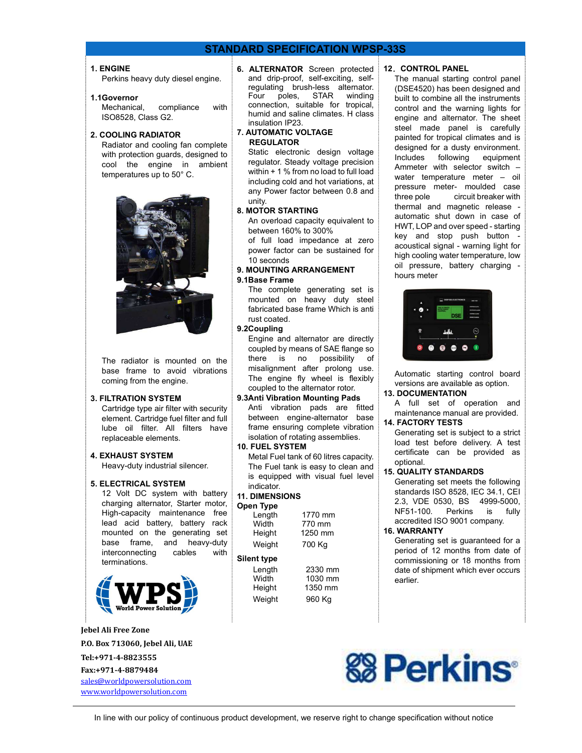# STANDARD SPECIFICATION WPSP-33S

## 1. ENGINE

Perkins heavy duty diesel engine.

### 1.1Governor

Mechanical, compliance with ISO8528, Class G2.

## 2. COOLING RADIATOR

Radiator and cooling fan complete with protection guards, designed to cool the engine in ambient temperatures up to 50° C.

The radiator is mounted on the base frame to avoid vibrations coming from the engine.

## 3. FILTRATION SYSTEM

Cartridge type air filter with security element. Cartridge fuel filter and full lube oil filter. All filters have replaceable elements.

## 4. EXHAUST SYSTEM

Heavy-duty industrial silencer.

## 5. ELECTRICAL SYSTEM

12 Volt DC system with battery charging alternator, Starter motor, High-capacity maintenance free lead acid battery, battery rack mounted on the generating set base frame, and heavy-duty interconnecting cables with terminations.

## 6. ALTERNATOR

Screen protected and drip-proof, self-exciting, self-regulating brush-less alternator. Four poles, STAR winding connection, suitable for tropical, humid and saline climates. H class insulation IP23.

## 7. AUTOMATIC VOLTAGE REGULATOR

Static electronic design voltage regulator. Steady voltage precision within + 1 % from no load to full load including cold and hot variations, at any Power factor between 0.8 and unity.

## 8. MOTOR STARTING

An overload capacity equivalent to between 160% to 300% of full load impedance at zero power factor can be sustained for 10 seconds

## 9. MOUNTING ARRANGEMENT

### 9.1Base Frame

The complete generating set is mounted on heavy duty steel fabricated base frame Which is anti rust coated.

### 9.2Coupling

Engine and alternator are directly coupled by means of SAE flange so there is no possibility of misalignment after prolong use. The engine fly wheel is flexibly coupled to the alternator rotor.

### 9.3Anti Vibration Mounting Pads

Anti vibration pads are fitted between engine-alternator base frame ensuring complete vibration isolation of rotating assemblies.

## 10. FUEL SYSTEM

Metal Fuel tank of 60 litres capacity. The Fuel tank is easy to clean and is equipped with visual fuel level indicator.

## 11. DIMENSIONS

**Open Type**

| | |
|---|---|
| Length | 1770 mm |
| Width | 770 mm |
| Height | 1250 mm |
| Weight | 700 Kg |

**Silent type**

| | |
|---|---|
| Length | 2330 mm |
| Width | 1030 mm |
| Height | 1350 mm |
| Weight | 960 Kg |

## 12. CONTROL PANEL

The manual starting control panel (DSE4520) has been designed and built to combine all the instruments control and the warning lights for engine and alternator. The sheet steel made panel is carefully painted for tropical climates and is designed for a dusty environment. Includes following equipment Ammeter with selector switch – water temperature meter – oil pressure meter- moulded case three pole circuit breaker with thermal and magnetic release - automatic shut down in case of HWT, LOP and over speed - starting key and stop push button - acoustical signal - warning light for high cooling water temperature, low oil pressure, battery charging - hours meter

Automatic starting control board versions are available as option.

## 13. DOCUMENTATION

A full set of operation and maintenance manual are provided.

## 14. FACTORY TESTS

Generating set is subject to a strict load test before delivery. A test certificate can be provided as optional.

## 15. QUALITY STANDARDS

Generating set meets the following standards ISO 8528, IEC 34.1, CEI 2.3, VDE 0530, BS 4999-5000, NF51-100. Perkins is fully accredited ISO 9001 company.

## 16. WARRANTY

Generating set is guaranteed for a period of 12 months from date of commissioning or 18 months from date of shipment which ever occurs earlier.

WPS World Power Solution

**Jebel Ali Free Zone**
**P.O. Box 713060, Jebel Ali, UAE**
**Tel:+971-4-8823555**
**Fax:+971-4-8879484**
sales@worldpowersolution.com
www.worldpowersolution.com

Perkins

In line with our policy of continuous product development, we reserve right to change specification without notice